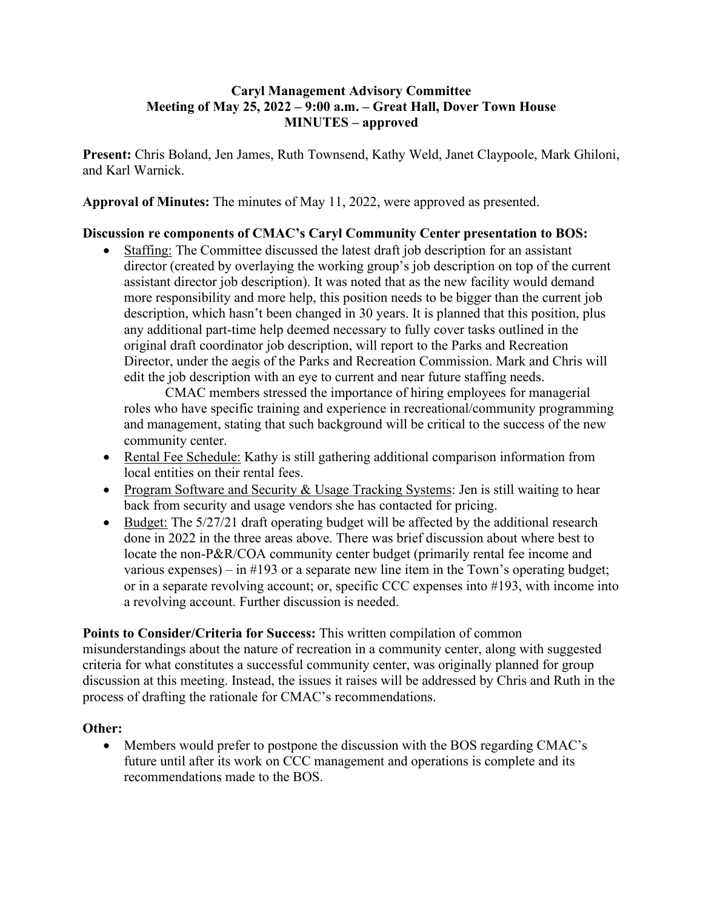**Caryl Management Advisory Committee**
**Meeting of May 25, 2022 – 9:00 a.m. – Great Hall, Dover Town House**
**MINUTES – approved**

**Present:** Chris Boland, Jen James, Ruth Townsend, Kathy Weld, Janet Claypoole, Mark Ghiloni, and Karl Warnick.

**Approval of Minutes:** The minutes of May 11, 2022, were approved as presented.

**Discussion re components of CMAC's Caryl Community Center presentation to BOS:**

- Staffing: The Committee discussed the latest draft job description for an assistant director (created by overlaying the working group's job description on top of the current assistant director job description). It was noted that as the new facility would demand more responsibility and more help, this position needs to be bigger than the current job description, which hasn't been changed in 30 years. It is planned that this position, plus any additional part-time help deemed necessary to fully cover tasks outlined in the original draft coordinator job description, will report to the Parks and Recreation Director, under the aegis of the Parks and Recreation Commission. Mark and Chris will edit the job description with an eye to current and near future staffing needs.

  CMAC members stressed the importance of hiring employees for managerial roles who have specific training and experience in recreational/community programming and management, stating that such background will be critical to the success of the new community center.
- Rental Fee Schedule: Kathy is still gathering additional comparison information from local entities on their rental fees.
- Program Software and Security & Usage Tracking Systems: Jen is still waiting to hear back from security and usage vendors she has contacted for pricing.
- Budget: The 5/27/21 draft operating budget will be affected by the additional research done in 2022 in the three areas above. There was brief discussion about where best to locate the non-P&R/COA community center budget (primarily rental fee income and various expenses) – in #193 or a separate new line item in the Town's operating budget; or in a separate revolving account; or, specific CCC expenses into #193, with income into a revolving account. Further discussion is needed.

**Points to Consider/Criteria for Success:** This written compilation of common misunderstandings about the nature of recreation in a community center, along with suggested criteria for what constitutes a successful community center, was originally planned for group discussion at this meeting. Instead, the issues it raises will be addressed by Chris and Ruth in the process of drafting the rationale for CMAC's recommendations.

**Other:**

- Members would prefer to postpone the discussion with the BOS regarding CMAC's future until after its work on CCC management and operations is complete and its recommendations made to the BOS.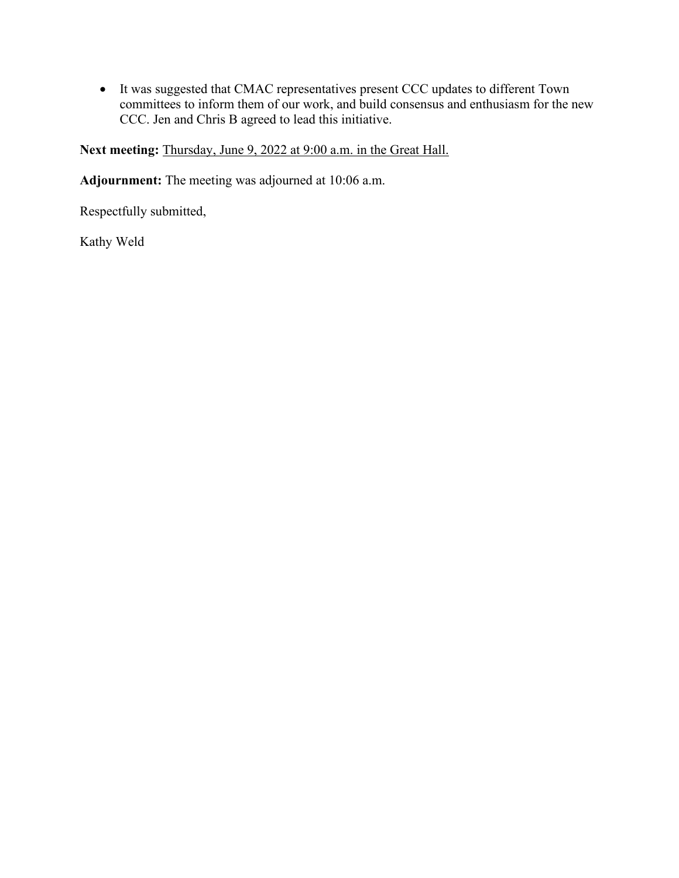- It was suggested that CMAC representatives present CCC updates to different Town committees to inform them of our work, and build consensus and enthusiasm for the new CCC. Jen and Chris B agreed to lead this initiative.

**Next meeting:** <u>Thursday, June 9, 2022 at 9:00 a.m. in the Great Hall.</u>

**Adjournment:** The meeting was adjourned at 10:06 a.m.

Respectfully submitted,

Kathy Weld